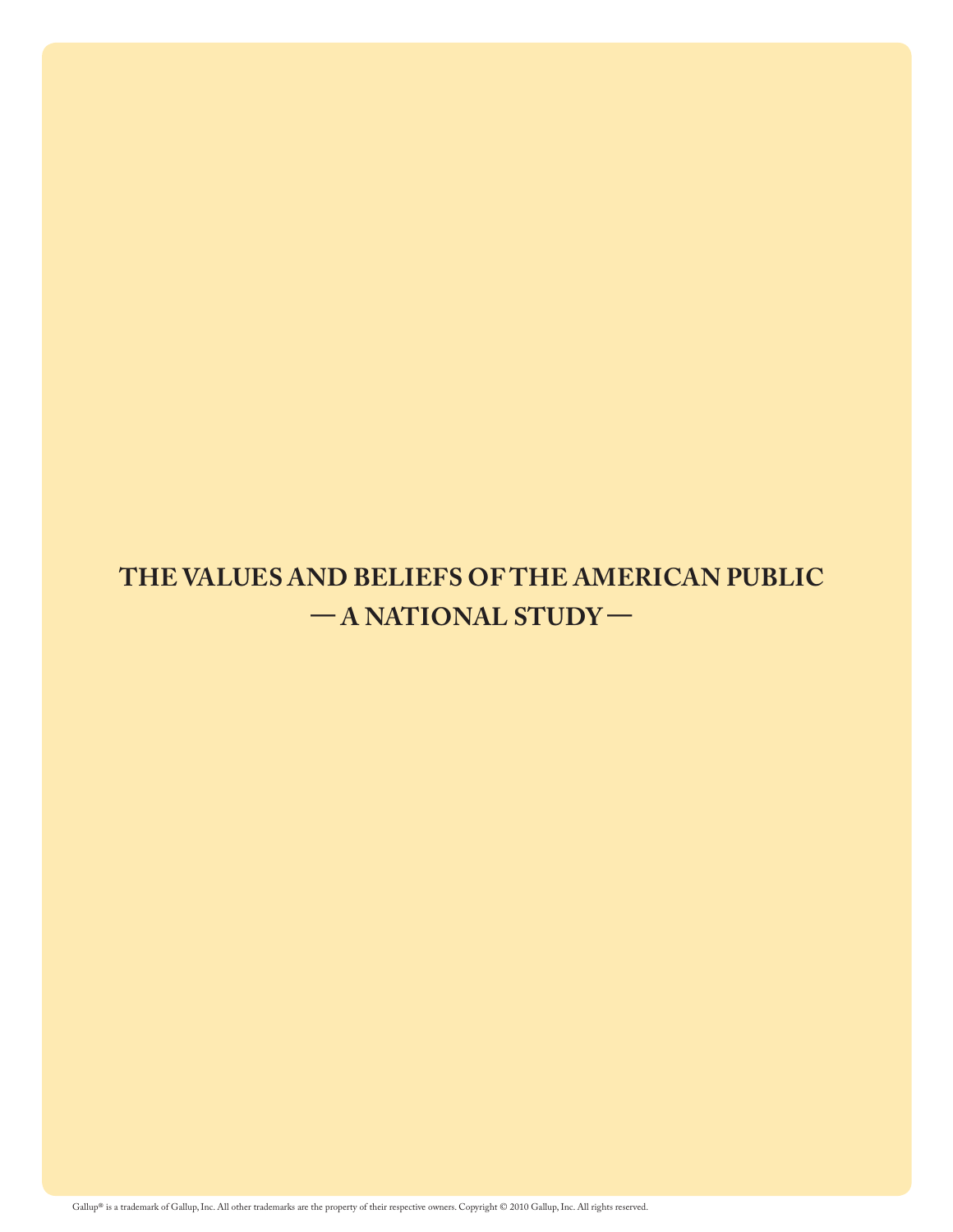# THE VALUES AND BELIEFS OF THE AMERICAN PUBLIC

## — A NATIONAL STUDY —

Gallup® is a trademark of Gallup, Inc. All other trademarks are the property of their respective owners. Copyright © 2010 Gallup, Inc. All rights reserved.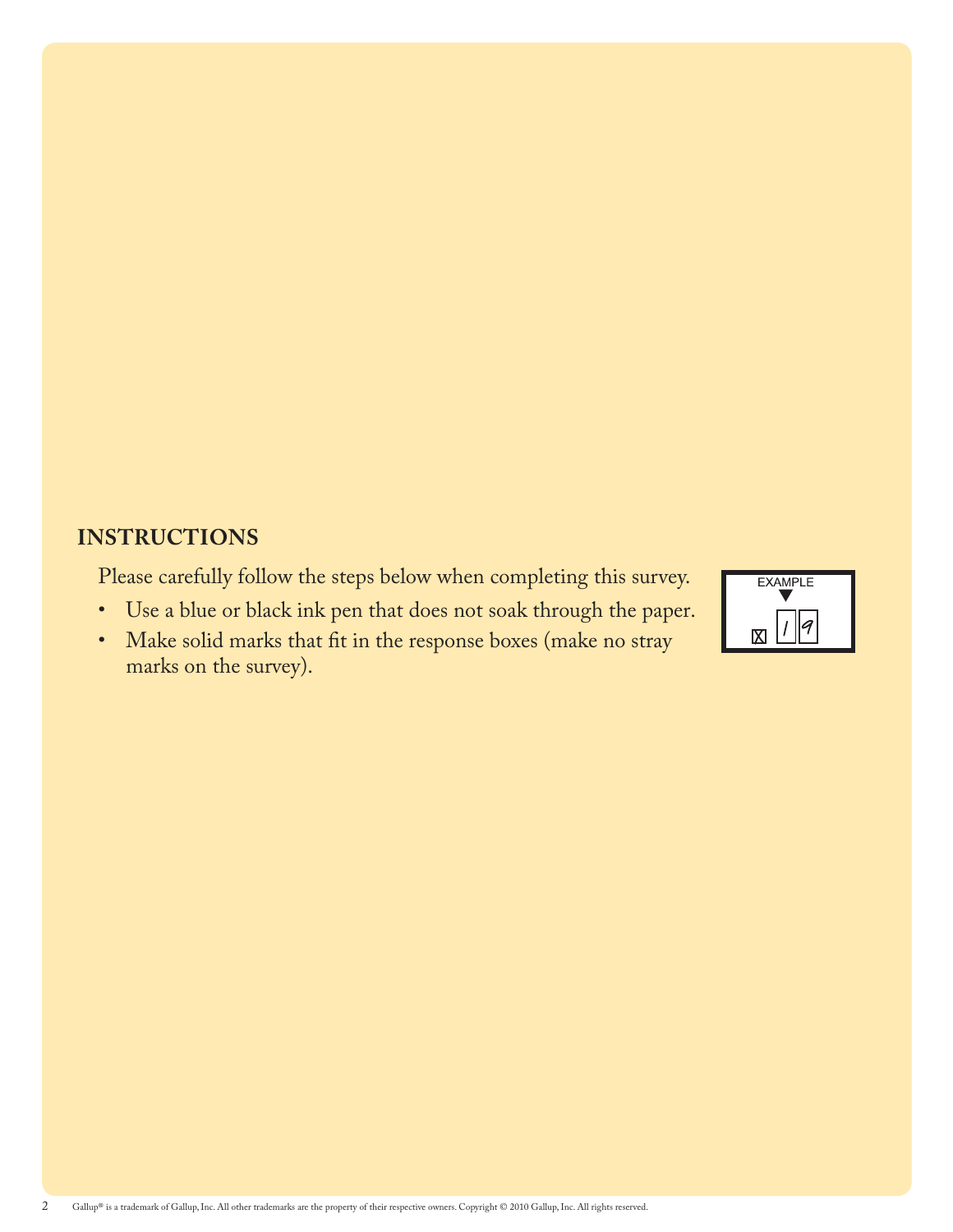## INSTRUCTIONS

Please carefully follow the steps below when completing this survey.

- Use a blue or black ink pen that does not soak through the paper.
- Make solid marks that fit in the response boxes (make no stray marks on the survey).

EXAMPLE

☒ 1 9

Gallup® is a trademark of Gallup, Inc. All other trademarks are the property of their respective owners. Copyright © 2010 Gallup, Inc. All rights reserved.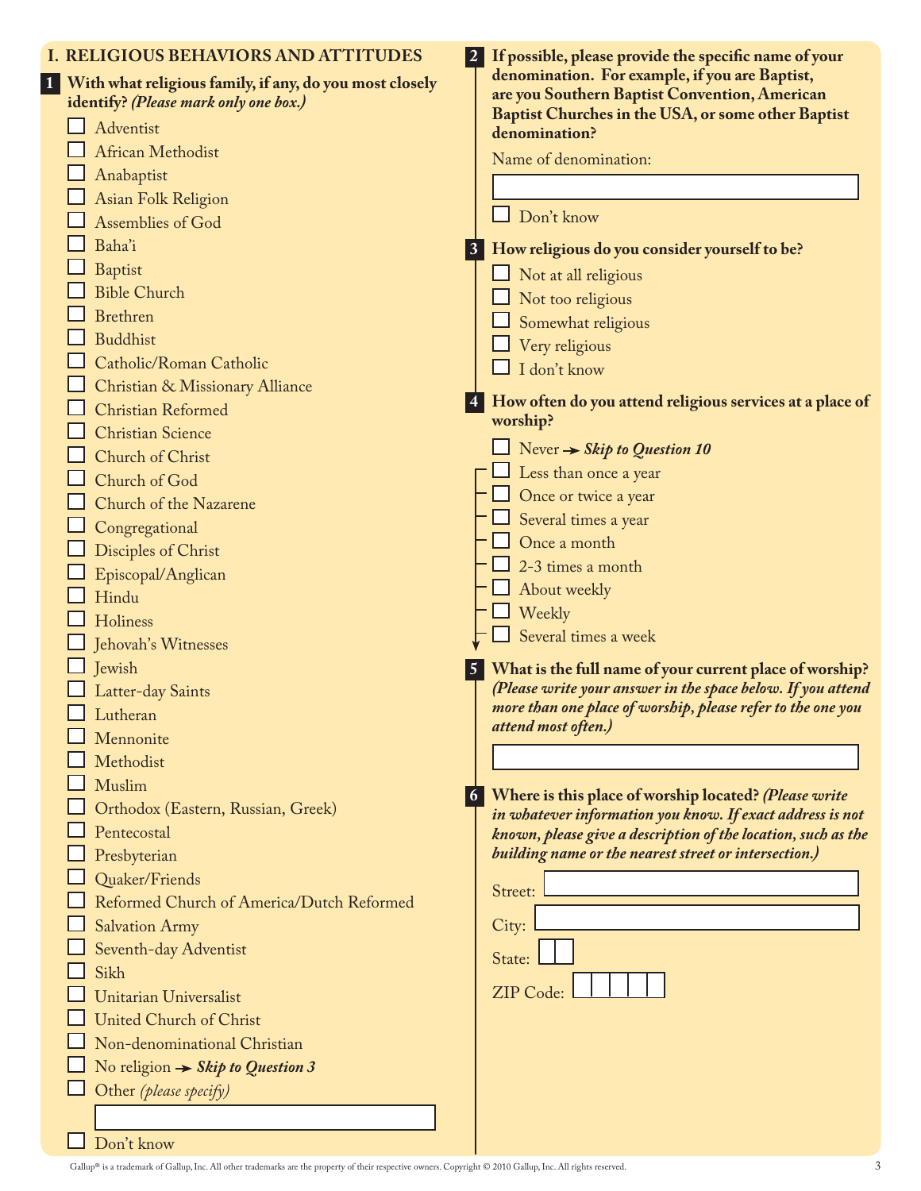## I. RELIGIOUS BEHAVIORS AND ATTITUDES

**1 With what religious family, if any, do you most closely identify?** ***(Please mark only one box.)***

- ☐ Adventist
- ☐ African Methodist
- ☐ Anabaptist
- ☐ Asian Folk Religion
- ☐ Assemblies of God
- ☐ Baha'i
- ☐ Baptist
- ☐ Bible Church
- ☐ Brethren
- ☐ Buddhist
- ☐ Catholic/Roman Catholic
- ☐ Christian & Missionary Alliance
- ☐ Christian Reformed
- ☐ Christian Science
- ☐ Church of Christ
- ☐ Church of God
- ☐ Church of the Nazarene
- ☐ Congregational
- ☐ Disciples of Christ
- ☐ Episcopal/Anglican
- ☐ Hindu
- ☐ Holiness
- ☐ Jehovah's Witnesses
- ☐ Jewish
- ☐ Latter-day Saints
- ☐ Lutheran
- ☐ Mennonite
- ☐ Methodist
- ☐ Muslim
- ☐ Orthodox (Eastern, Russian, Greek)
- ☐ Pentecostal
- ☐ Presbyterian
- ☐ Quaker/Friends
- ☐ Reformed Church of America/Dutch Reformed
- ☐ Salvation Army
- ☐ Seventh-day Adventist
- ☐ Sikh
- ☐ Unitarian Universalist
- ☐ United Church of Christ
- ☐ Non-denominational Christian
- ☐ No religion → ***Skip to Question 3***
- ☐ Other *(please specify)* ____________
- ☐ Don't know

**2 If possible, please provide the specific name of your denomination. For example, if you are Baptist, are you Southern Baptist Convention, American Baptist Churches in the USA, or some other Baptist denomination?**

Name of denomination: ____________

- ☐ Don't know

**3 How religious do you consider yourself to be?**

- ☐ Not at all religious
- ☐ Not too religious
- ☐ Somewhat religious
- ☐ Very religious
- ☐ I don't know

**4 How often do you attend religious services at a place of worship?**

- ☐ Never → ***Skip to Question 10***
- ☐ Less than once a year
- ☐ Once or twice a year
- ☐ Several times a year
- ☐ Once a month
- ☐ 2-3 times a month
- ☐ About weekly
- ☐ Weekly
- ☐ Several times a week

**5 What is the full name of your current place of worship?** ***(Please write your answer in the space below. If you attend more than one place of worship, please refer to the one you attend most often.)***

____________

**6 Where is this place of worship located?** ***(Please write in whatever information you know. If exact address is not known, please give a description of the location, such as the building name or the nearest street or intersection.)***

Street: ____________

City: ____________

State: ____

ZIP Code: ____________

Gallup® is a trademark of Gallup, Inc. All other trademarks are the property of their respective owners. Copyright © 2010 Gallup, Inc. All rights reserved.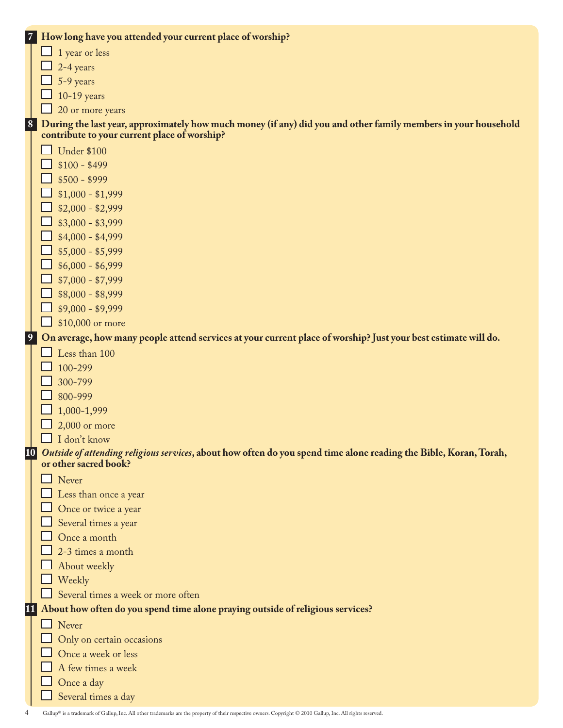**7** **How long have you attended your <u>current</u> place of worship?**

- ☐ 1 year or less
- ☐ 2-4 years
- ☐ 5-9 years
- ☐ 10-19 years
- ☐ 20 or more years

**8** **During the last year, approximately how much money (if any) did you and other family members in your household contribute to your current place of worship?**

- ☐ Under $100
- ☐ $100 - $499
- ☐ $500 - $999
- ☐ $1,000 - $1,999
- ☐ $2,000 - $2,999
- ☐ $3,000 - $3,999
- ☐ $4,000 - $4,999
- ☐ $5,000 - $5,999
- ☐ $6,000 - $6,999
- ☐ $7,000 - $7,999
- ☐ $8,000 - $8,999
- ☐ $9,000 - $9,999
- ☐ $10,000 or more

**9** **On average, how many people attend services at your current place of worship? Just your best estimate will do.**

- ☐ Less than 100
- ☐ 100-299
- ☐ 300-799
- ☐ 800-999
- ☐ 1,000-1,999
- ☐ 2,000 or more
- ☐ I don't know

**10** ***Outside of attending religious services*, about how often do you spend time alone reading the Bible, Koran, Torah, or other sacred book?**

- ☐ Never
- ☐ Less than once a year
- ☐ Once or twice a year
- ☐ Several times a year
- ☐ Once a month
- ☐ 2-3 times a month
- ☐ About weekly
- ☐ Weekly
- ☐ Several times a week or more often

**11** **About how often do you spend time alone praying outside of religious services?**

- ☐ Never
- ☐ Only on certain occasions
- ☐ Once a week or less
- ☐ A few times a week
- ☐ Once a day
- ☐ Several times a day

Gallup® is a trademark of Gallup, Inc. All other trademarks are the property of their respective owners. Copyright © 2010 Gallup, Inc. All rights reserved.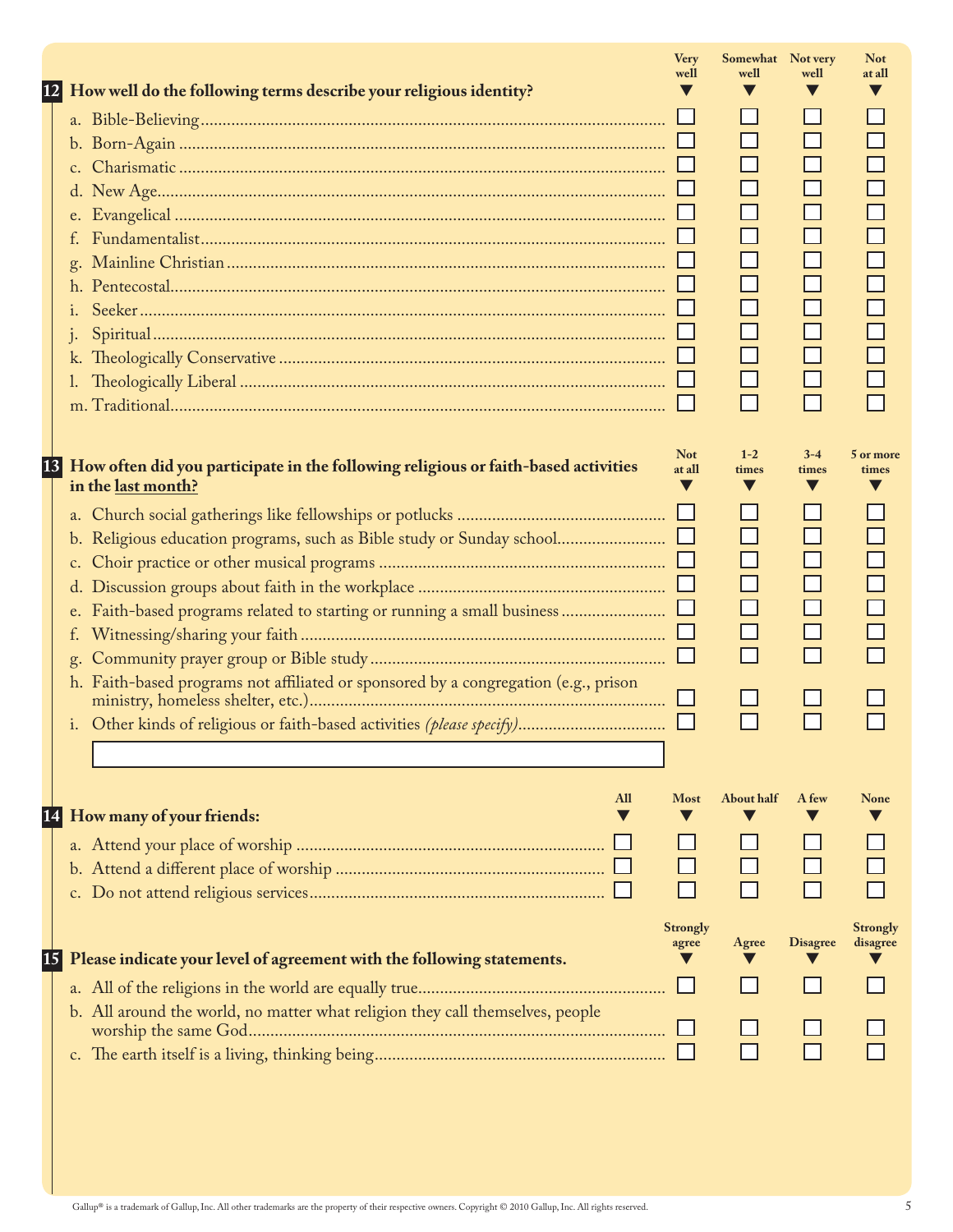**12 How well do the following terms describe your religious identity?**

| | Very well | Somewhat well | Not very well | Not at all |
|---|---|---|---|---|
| a. Bible-Believing | ☐ | ☐ | ☐ | ☐ |
| b. Born-Again | ☐ | ☐ | ☐ | ☐ |
| c. Charismatic | ☐ | ☐ | ☐ | ☐ |
| d. New Age | ☐ | ☐ | ☐ | ☐ |
| e. Evangelical | ☐ | ☐ | ☐ | ☐ |
| f. Fundamentalist | ☐ | ☐ | ☐ | ☐ |
| g. Mainline Christian | ☐ | ☐ | ☐ | ☐ |
| h. Pentecostal | ☐ | ☐ | ☐ | ☐ |
| i. Seeker | ☐ | ☐ | ☐ | ☐ |
| j. Spiritual | ☐ | ☐ | ☐ | ☐ |
| k. Theologically Conservative | ☐ | ☐ | ☐ | ☐ |
| l. Theologically Liberal | ☐ | ☐ | ☐ | ☐ |
| m. Traditional | ☐ | ☐ | ☐ | ☐ |

**13 How often did you participate in the following religious or faith-based activities in the last month?**

| | Not at all | 1-2 times | 3-4 times | 5 or more times |
|---|---|---|---|---|
| a. Church social gatherings like fellowships or potlucks | ☐ | ☐ | ☐ | ☐ |
| b. Religious education programs, such as Bible study or Sunday school | ☐ | ☐ | ☐ | ☐ |
| c. Choir practice or other musical programs | ☐ | ☐ | ☐ | ☐ |
| d. Discussion groups about faith in the workplace | ☐ | ☐ | ☐ | ☐ |
| e. Faith-based programs related to starting or running a small business | ☐ | ☐ | ☐ | ☐ |
| f. Witnessing/sharing your faith | ☐ | ☐ | ☐ | ☐ |
| g. Community prayer group or Bible study | ☐ | ☐ | ☐ | ☐ |
| h. Faith-based programs not affiliated or sponsored by a congregation (e.g., prison ministry, homeless shelter, etc.) | ☐ | ☐ | ☐ | ☐ |
| i. Other kinds of religious or faith-based activities *(please specify)* | ☐ | ☐ | ☐ | ☐ |

**14 How many of your friends:**

| | All | Most | About half | A few | None |
|---|---|---|---|---|---|
| a. Attend your place of worship | ☐ | ☐ | ☐ | ☐ | ☐ |
| b. Attend a different place of worship | ☐ | ☐ | ☐ | ☐ | ☐ |
| c. Do not attend religious services | ☐ | ☐ | ☐ | ☐ | ☐ |

**15 Please indicate your level of agreement with the following statements.**

| | Strongly agree | Agree | Disagree | Strongly disagree |
|---|---|---|---|---|
| a. All of the religions in the world are equally true | ☐ | ☐ | ☐ | ☐ |
| b. All around the world, no matter what religion they call themselves, people worship the same God | ☐ | ☐ | ☐ | ☐ |
| c. The earth itself is a living, thinking being | ☐ | ☐ | ☐ | ☐ |

Gallup® is a trademark of Gallup, Inc. All other trademarks are the property of their respective owners. Copyright © 2010 Gallup, Inc. All rights reserved.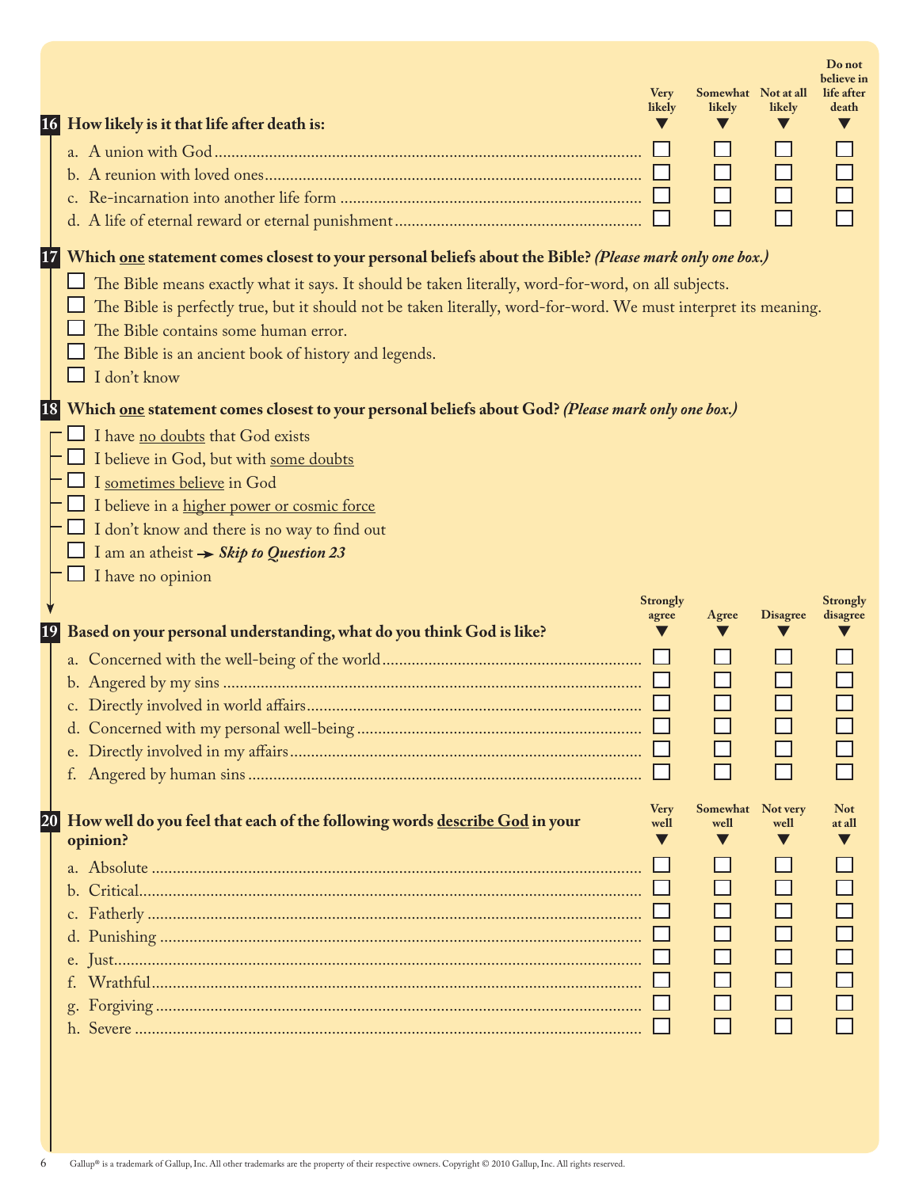**16** **How likely is it that life after death is:**

| | Very likely | Somewhat likely | Not at all likely | Do not believe in life after death |
|---|---|---|---|---|
| a. A union with God | ☐ | ☐ | ☐ | ☐ |
| b. A reunion with loved ones | ☐ | ☐ | ☐ | ☐ |
| c. Re-incarnation into another life form | ☐ | ☐ | ☐ | ☐ |
| d. A life of eternal reward or eternal punishment | ☐ | ☐ | ☐ | ☐ |

**17** **Which one statement comes closest to your personal beliefs about the Bible?** ***(Please mark only one box.)***

- ☐ The Bible means exactly what it says. It should be taken literally, word-for-word, on all subjects.
- ☐ The Bible is perfectly true, but it should not be taken literally, word-for-word. We must interpret its meaning.
- ☐ The Bible contains some human error.
- ☐ The Bible is an ancient book of history and legends.
- ☐ I don't know

**18** **Which one statement comes closest to your personal beliefs about God?** ***(Please mark only one box.)***

- ☐ I have no doubts that God exists
- ☐ I believe in God, but with some doubts
- ☐ I sometimes believe in God
- ☐ I believe in a higher power or cosmic force
- ☐ I don't know and there is no way to find out
- ☐ I am an atheist → ***Skip to Question 23***
- ☐ I have no opinion

**19** **Based on your personal understanding, what do you think God is like?**

| | Strongly agree | Agree | Disagree | Strongly disagree |
|---|---|---|---|---|
| a. Concerned with the well-being of the world | ☐ | ☐ | ☐ | ☐ |
| b. Angered by my sins | ☐ | ☐ | ☐ | ☐ |
| c. Directly involved in world affairs | ☐ | ☐ | ☐ | ☐ |
| d. Concerned with my personal well-being | ☐ | ☐ | ☐ | ☐ |
| e. Directly involved in my affairs | ☐ | ☐ | ☐ | ☐ |
| f. Angered by human sins | ☐ | ☐ | ☐ | ☐ |

**20** **How well do you feel that each of the following words describe God in your opinion?**

| | Very well | Somewhat well | Not very well | Not at all |
|---|---|---|---|---|
| a. Absolute | ☐ | ☐ | ☐ | ☐ |
| b. Critical | ☐ | ☐ | ☐ | ☐ |
| c. Fatherly | ☐ | ☐ | ☐ | ☐ |
| d. Punishing | ☐ | ☐ | ☐ | ☐ |
| e. Just | ☐ | ☐ | ☐ | ☐ |
| f. Wrathful | ☐ | ☐ | ☐ | ☐ |
| g. Forgiving | ☐ | ☐ | ☐ | ☐ |
| h. Severe | ☐ | ☐ | ☐ | ☐ |

Gallup® is a trademark of Gallup, Inc. All other trademarks are the property of their respective owners. Copyright © 2010 Gallup, Inc. All rights reserved.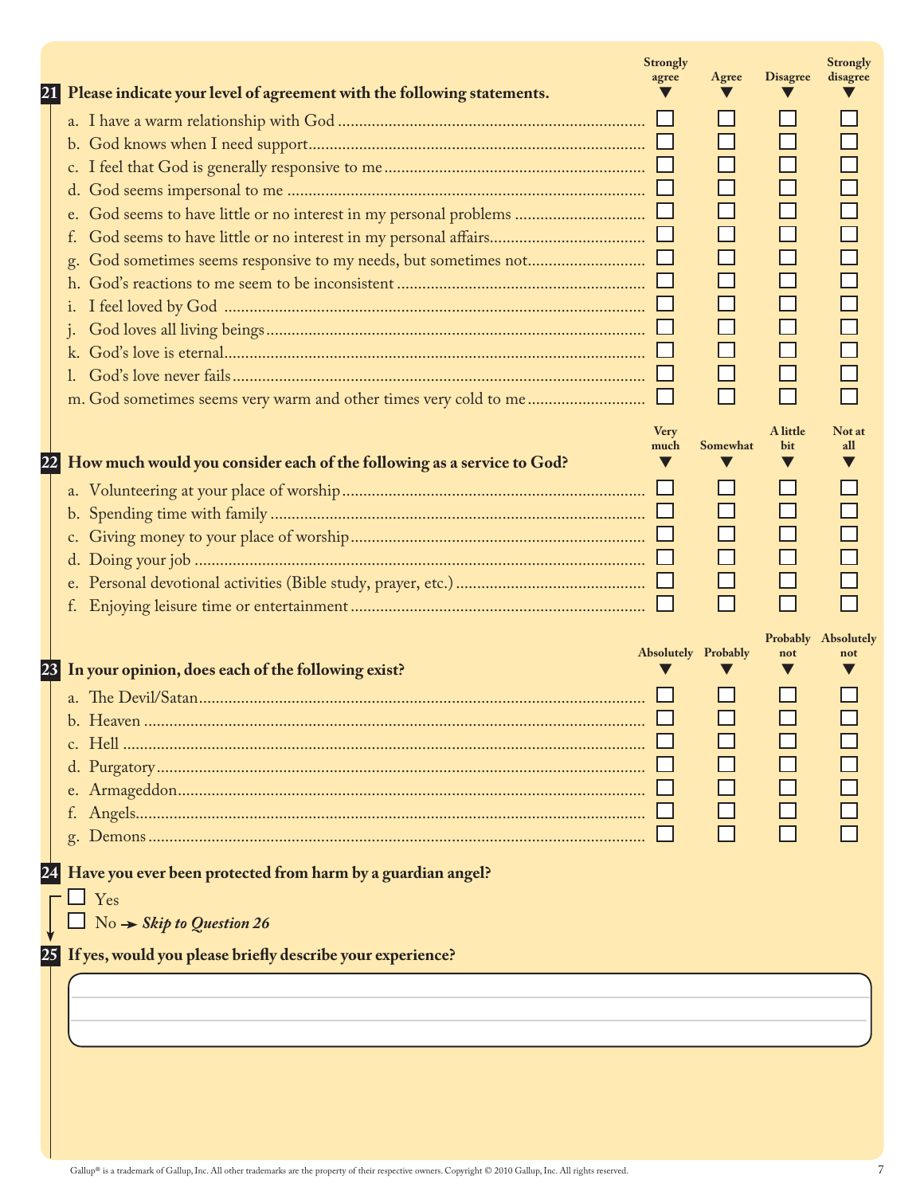**21 Please indicate your level of agreement with the following statements.**

| | Strongly agree | Agree | Disagree | Strongly disagree |
|---|---|---|---|---|
| a. I have a warm relationship with God | ☐ | ☐ | ☐ | ☐ |
| b. God knows when I need support | ☐ | ☐ | ☐ | ☐ |
| c. I feel that God is generally responsive to me | ☐ | ☐ | ☐ | ☐ |
| d. God seems impersonal to me | ☐ | ☐ | ☐ | ☐ |
| e. God seems to have little or no interest in my personal problems | ☐ | ☐ | ☐ | ☐ |
| f. God seems to have little or no interest in my personal affairs | ☐ | ☐ | ☐ | ☐ |
| g. God sometimes seems responsive to my needs, but sometimes not | ☐ | ☐ | ☐ | ☐ |
| h. God's reactions to me seem to be inconsistent | ☐ | ☐ | ☐ | ☐ |
| i. I feel loved by God | ☐ | ☐ | ☐ | ☐ |
| j. God loves all living beings | ☐ | ☐ | ☐ | ☐ |
| k. God's love is eternal | ☐ | ☐ | ☐ | ☐ |
| l. God's love never fails | ☐ | ☐ | ☐ | ☐ |
| m. God sometimes seems very warm and other times very cold to me | ☐ | ☐ | ☐ | ☐ |

**22 How much would you consider each of the following as a service to God?**

| | Very much | Somewhat | A little bit | Not at all |
|---|---|---|---|---|
| a. Volunteering at your place of worship | ☐ | ☐ | ☐ | ☐ |
| b. Spending time with family | ☐ | ☐ | ☐ | ☐ |
| c. Giving money to your place of worship | ☐ | ☐ | ☐ | ☐ |
| d. Doing your job | ☐ | ☐ | ☐ | ☐ |
| e. Personal devotional activities (Bible study, prayer, etc.) | ☐ | ☐ | ☐ | ☐ |
| f. Enjoying leisure time or entertainment | ☐ | ☐ | ☐ | ☐ |

**23 In your opinion, does each of the following exist?**

| | Absolutely | Probably | Probably not | Absolutely not |
|---|---|---|---|---|
| a. The Devil/Satan | ☐ | ☐ | ☐ | ☐ |
| b. Heaven | ☐ | ☐ | ☐ | ☐ |
| c. Hell | ☐ | ☐ | ☐ | ☐ |
| d. Purgatory | ☐ | ☐ | ☐ | ☐ |
| e. Armageddon | ☐ | ☐ | ☐ | ☐ |
| f. Angels | ☐ | ☐ | ☐ | ☐ |
| g. Demons | ☐ | ☐ | ☐ | ☐ |

**24 Have you ever been protected from harm by a guardian angel?**

☐ Yes

☐ No → ***Skip to Question 26***

**25 If yes, would you please briefly describe your experience?**

Gallup® is a trademark of Gallup, Inc. All other trademarks are the property of their respective owners. Copyright © 2010 Gallup, Inc. All rights reserved.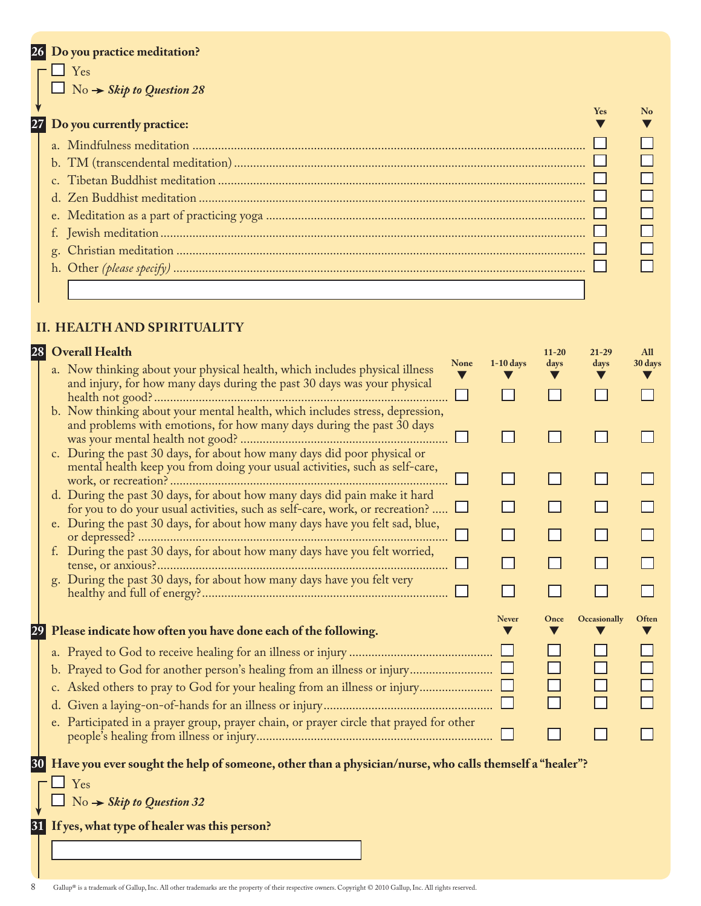**26 Do you practice meditation?**

- ☐ Yes
- ☐ No → ***Skip to Question 28***

**27 Do you currently practice:**

| | Yes | No |
|---|---|---|
| a. Mindfulness meditation | ☐ | ☐ |
| b. TM (transcendental meditation) | ☐ | ☐ |
| c. Tibetan Buddhist meditation | ☐ | ☐ |
| d. Zen Buddhist meditation | ☐ | ☐ |
| e. Meditation as a part of practicing yoga | ☐ | ☐ |
| f. Jewish meditation | ☐ | ☐ |
| g. Christian meditation | ☐ | ☐ |
| h. Other *(please specify)* | ☐ | ☐ |

______________________________

## II. HEALTH AND SPIRITUALITY

**28 Overall Health**

| | None | 1-10 days | 11-20 days | 21-29 days | All 30 days |
|---|---|---|---|---|---|
| a. Now thinking about your physical health, which includes physical illness and injury, for how many days during the past 30 days was your physical health not good? | ☐ | ☐ | ☐ | ☐ | ☐ |
| b. Now thinking about your mental health, which includes stress, depression, and problems with emotions, for how many days during the past 30 days was your mental health not good? | ☐ | ☐ | ☐ | ☐ | ☐ |
| c. During the past 30 days, for about how many days did poor physical or mental health keep you from doing your usual activities, such as self-care, work, or recreation? | ☐ | ☐ | ☐ | ☐ | ☐ |
| d. During the past 30 days, for about how many days did pain make it hard for you to do your usual activities, such as self-care, work, or recreation? | ☐ | ☐ | ☐ | ☐ | ☐ |
| e. During the past 30 days, for about how many days have you felt sad, blue, or depressed? | ☐ | ☐ | ☐ | ☐ | ☐ |
| f. During the past 30 days, for about how many days have you felt worried, tense, or anxious? | ☐ | ☐ | ☐ | ☐ | ☐ |
| g. During the past 30 days, for about how many days have you felt very healthy and full of energy? | ☐ | ☐ | ☐ | ☐ | ☐ |

**29 Please indicate how often you have done each of the following.**

| | Never | Once | Occasionally | Often |
|---|---|---|---|---|
| a. Prayed to God to receive healing for an illness or injury | ☐ | ☐ | ☐ | ☐ |
| b. Prayed to God for another person's healing from an illness or injury | ☐ | ☐ | ☐ | ☐ |
| c. Asked others to pray to God for your healing from an illness or injury | ☐ | ☐ | ☐ | ☐ |
| d. Given a laying-on-of-hands for an illness or injury | ☐ | ☐ | ☐ | ☐ |
| e. Participated in a prayer group, prayer chain, or prayer circle that prayed for other people's healing from illness or injury | ☐ | ☐ | ☐ | ☐ |

**30 Have you ever sought the help of someone, other than a physician/nurse, who calls themself a "healer"?**

- ☐ Yes
- ☐ No → ***Skip to Question 32***

**31 If yes, what type of healer was this person?**

______________________________

Gallup® is a trademark of Gallup, Inc. All other trademarks are the property of their respective owners. Copyright © 2010 Gallup, Inc. All rights reserved.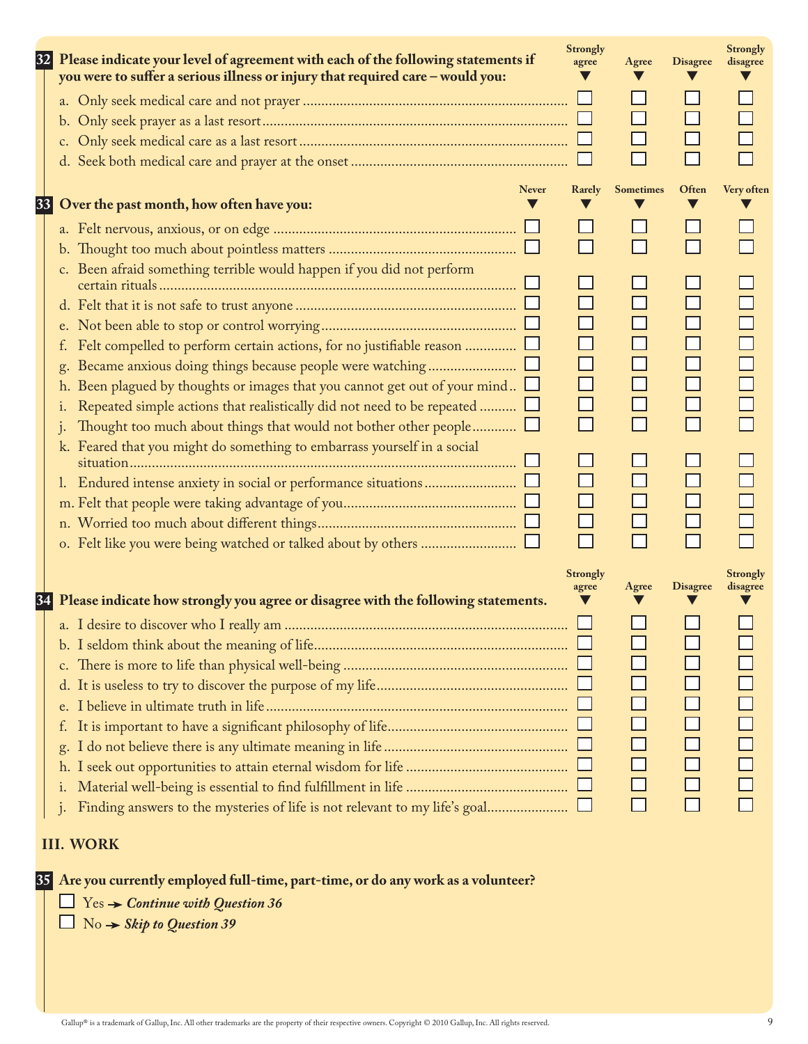**32 Please indicate your level of agreement with each of the following statements if you were to suffer a serious illness or injury that required care – would you:**

| | Strongly agree | Agree | Disagree | Strongly disagree |
|---|---|---|---|---|
| a. Only seek medical care and not prayer | ☐ | ☐ | ☐ | ☐ |
| b. Only seek prayer as a last resort | ☐ | ☐ | ☐ | ☐ |
| c. Only seek medical care as a last resort | ☐ | ☐ | ☐ | ☐ |
| d. Seek both medical care and prayer at the onset | ☐ | ☐ | ☐ | ☐ |

**33 Over the past month, how often have you:**

| | Never | Rarely | Sometimes | Often | Very often |
|---|---|---|---|---|---|
| a. Felt nervous, anxious, or on edge | ☐ | ☐ | ☐ | ☐ | ☐ |
| b. Thought too much about pointless matters | ☐ | ☐ | ☐ | ☐ | ☐ |
| c. Been afraid something terrible would happen if you did not perform certain rituals | ☐ | ☐ | ☐ | ☐ | ☐ |
| d. Felt that it is not safe to trust anyone | ☐ | ☐ | ☐ | ☐ | ☐ |
| e. Not been able to stop or control worrying | ☐ | ☐ | ☐ | ☐ | ☐ |
| f. Felt compelled to perform certain actions, for no justifiable reason | ☐ | ☐ | ☐ | ☐ | ☐ |
| g. Became anxious doing things because people were watching | ☐ | ☐ | ☐ | ☐ | ☐ |
| h. Been plagued by thoughts or images that you cannot get out of your mind | ☐ | ☐ | ☐ | ☐ | ☐ |
| i. Repeated simple actions that realistically did not need to be repeated | ☐ | ☐ | ☐ | ☐ | ☐ |
| j. Thought too much about things that would not bother other people | ☐ | ☐ | ☐ | ☐ | ☐ |
| k. Feared that you might do something to embarrass yourself in a social situation | ☐ | ☐ | ☐ | ☐ | ☐ |
| l. Endured intense anxiety in social or performance situations | ☐ | ☐ | ☐ | ☐ | ☐ |
| m. Felt that people were taking advantage of you | ☐ | ☐ | ☐ | ☐ | ☐ |
| n. Worried too much about different things | ☐ | ☐ | ☐ | ☐ | ☐ |
| o. Felt like you were being watched or talked about by others | ☐ | ☐ | ☐ | ☐ | ☐ |

**34 Please indicate how strongly you agree or disagree with the following statements.**

| | Strongly agree | Agree | Disagree | Strongly disagree |
|---|---|---|---|---|
| a. I desire to discover who I really am | ☐ | ☐ | ☐ | ☐ |
| b. I seldom think about the meaning of life | ☐ | ☐ | ☐ | ☐ |
| c. There is more to life than physical well-being | ☐ | ☐ | ☐ | ☐ |
| d. It is useless to try to discover the purpose of my life | ☐ | ☐ | ☐ | ☐ |
| e. I believe in ultimate truth in life | ☐ | ☐ | ☐ | ☐ |
| f. It is important to have a significant philosophy of life | ☐ | ☐ | ☐ | ☐ |
| g. I do not believe there is any ultimate meaning in life | ☐ | ☐ | ☐ | ☐ |
| h. I seek out opportunities to attain eternal wisdom for life | ☐ | ☐ | ☐ | ☐ |
| i. Material well-being is essential to find fulfillment in life | ☐ | ☐ | ☐ | ☐ |
| j. Finding answers to the mysteries of life is not relevant to my life's goal | ☐ | ☐ | ☐ | ☐ |

## III. WORK

**35 Are you currently employed full-time, part-time, or do any work as a volunteer?**

- ☐ Yes → ***Continue with Question 36***
- ☐ No → ***Skip to Question 39***

Gallup® is a trademark of Gallup, Inc. All other trademarks are the property of their respective owners. Copyright © 2010 Gallup, Inc. All rights reserved.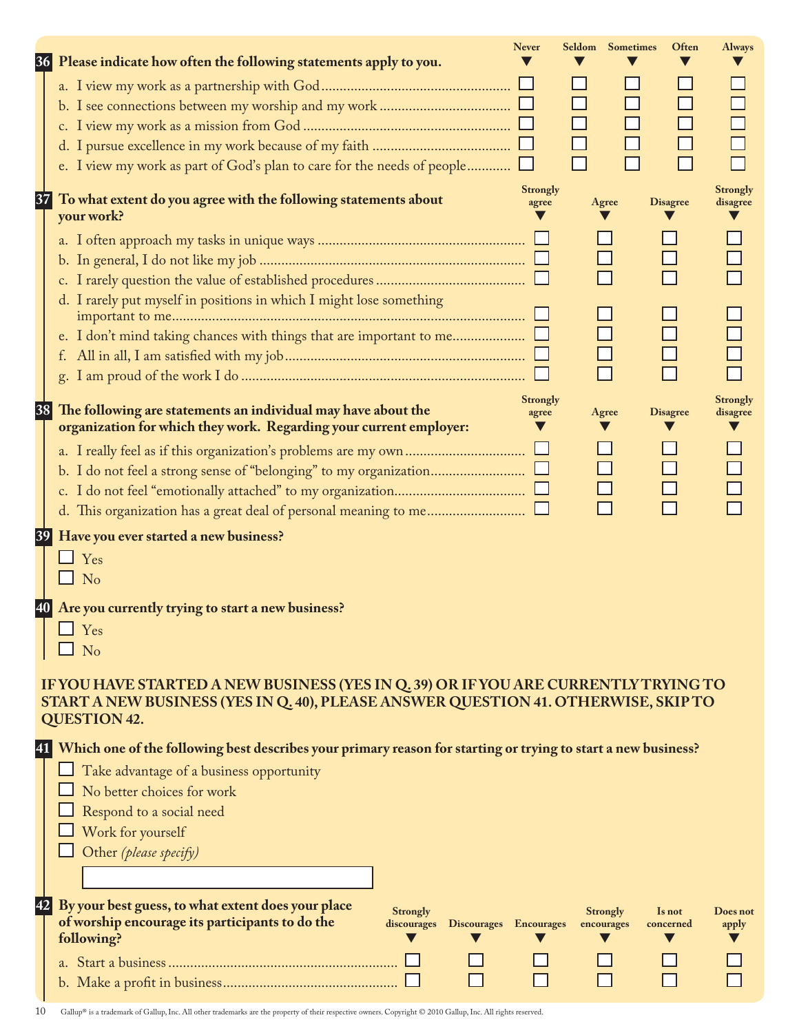**36 Please indicate how often the following statements apply to you.**

| | Never | Seldom | Sometimes | Often | Always |
|---|---|---|---|---|---|
| a. I view my work as a partnership with God | ☐ | ☐ | ☐ | ☐ | ☐ |
| b. I see connections between my worship and my work | ☐ | ☐ | ☐ | ☐ | ☐ |
| c. I view my work as a mission from God | ☐ | ☐ | ☐ | ☐ | ☐ |
| d. I pursue excellence in my work because of my faith | ☐ | ☐ | ☐ | ☐ | ☐ |
| e. I view my work as part of God's plan to care for the needs of people | ☐ | ☐ | ☐ | ☐ | ☐ |

**37 To what extent do you agree with the following statements about your work?**

| | Strongly agree | Agree | Disagree | Strongly disagree |
|---|---|---|---|---|
| a. I often approach my tasks in unique ways | ☐ | ☐ | ☐ | ☐ |
| b. In general, I do not like my job | ☐ | ☐ | ☐ | ☐ |
| c. I rarely question the value of established procedures | ☐ | ☐ | ☐ | ☐ |
| d. I rarely put myself in positions in which I might lose something important to me | ☐ | ☐ | ☐ | ☐ |
| e. I don't mind taking chances with things that are important to me | ☐ | ☐ | ☐ | ☐ |
| f. All in all, I am satisfied with my job | ☐ | ☐ | ☐ | ☐ |
| g. I am proud of the work I do | ☐ | ☐ | ☐ | ☐ |

**38 The following are statements an individual may have about the organization for which they work. Regarding your current employer:**

| | Strongly agree | Agree | Disagree | Strongly disagree |
|---|---|---|---|---|
| a. I really feel as if this organization's problems are my own | ☐ | ☐ | ☐ | ☐ |
| b. I do not feel a strong sense of "belonging" to my organization | ☐ | ☐ | ☐ | ☐ |
| c. I do not feel "emotionally attached" to my organization | ☐ | ☐ | ☐ | ☐ |
| d. This organization has a great deal of personal meaning to me | ☐ | ☐ | ☐ | ☐ |

**39 Have you ever started a new business?**

- ☐ Yes
- ☐ No

**40 Are you currently trying to start a new business?**

- ☐ Yes
- ☐ No

**IF YOU HAVE STARTED A NEW BUSINESS (YES IN Q. 39) OR IF YOU ARE CURRENTLY TRYING TO START A NEW BUSINESS (YES IN Q. 40), PLEASE ANSWER QUESTION 41. OTHERWISE, SKIP TO QUESTION 42.**

**41 Which one of the following best describes your primary reason for starting or trying to start a new business?**

- ☐ Take advantage of a business opportunity
- ☐ No better choices for work
- ☐ Respond to a social need
- ☐ Work for yourself
- ☐ Other *(please specify)* ____________________

**42 By your best guess, to what extent does your place of worship encourage its participants to do the following?**

| | Strongly discourages | Discourages | Encourages | Strongly encourages | Is not concerned | Does not apply |
|---|---|---|---|---|---|---|
| a. Start a business | ☐ | ☐ | ☐ | ☐ | ☐ | ☐ |
| b. Make a profit in business | ☐ | ☐ | ☐ | ☐ | ☐ | ☐ |

Gallup® is a trademark of Gallup, Inc. All other trademarks are the property of their respective owners. Copyright © 2010 Gallup, Inc. All rights reserved.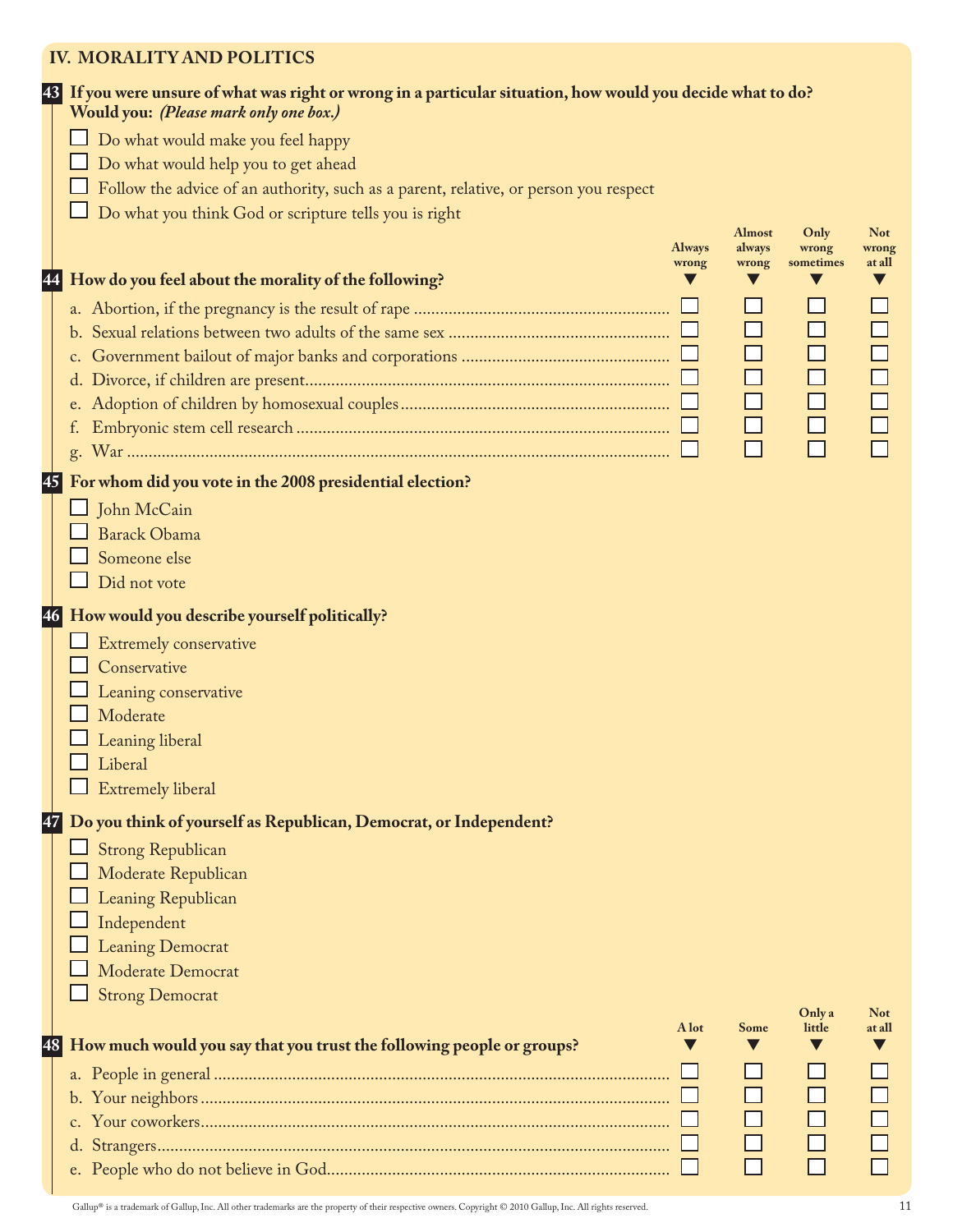## IV. MORALITY AND POLITICS

**43 If you were unsure of what was right or wrong in a particular situation, how would you decide what to do? Would you:** ***(Please mark only one box.)***

- ☐ Do what would make you feel happy
- ☐ Do what would help you to get ahead
- ☐ Follow the advice of an authority, such as a parent, relative, or person you respect
- ☐ Do what you think God or scripture tells you is right

**44 How do you feel about the morality of the following?**

| | Always wrong | Almost always wrong | Only wrong sometimes | Not wrong at all |
|---|---|---|---|---|
| a. Abortion, if the pregnancy is the result of rape | ☐ | ☐ | ☐ | ☐ |
| b. Sexual relations between two adults of the same sex | ☐ | ☐ | ☐ | ☐ |
| c. Government bailout of major banks and corporations | ☐ | ☐ | ☐ | ☐ |
| d. Divorce, if children are present | ☐ | ☐ | ☐ | ☐ |
| e. Adoption of children by homosexual couples | ☐ | ☐ | ☐ | ☐ |
| f. Embryonic stem cell research | ☐ | ☐ | ☐ | ☐ |
| g. War | ☐ | ☐ | ☐ | ☐ |

**45 For whom did you vote in the 2008 presidential election?**

- ☐ John McCain
- ☐ Barack Obama
- ☐ Someone else
- ☐ Did not vote

**46 How would you describe yourself politically?**

- ☐ Extremely conservative
- ☐ Conservative
- ☐ Leaning conservative
- ☐ Moderate
- ☐ Leaning liberal
- ☐ Liberal
- ☐ Extremely liberal

**47 Do you think of yourself as Republican, Democrat, or Independent?**

- ☐ Strong Republican
- ☐ Moderate Republican
- ☐ Leaning Republican
- ☐ Independent
- ☐ Leaning Democrat
- ☐ Moderate Democrat
- ☐ Strong Democrat

**48 How much would you say that you trust the following people or groups?**

| | A lot | Some | Only a little | Not at all |
|---|---|---|---|---|
| a. People in general | ☐ | ☐ | ☐ | ☐ |
| b. Your neighbors | ☐ | ☐ | ☐ | ☐ |
| c. Your coworkers | ☐ | ☐ | ☐ | ☐ |
| d. Strangers | ☐ | ☐ | ☐ | ☐ |
| e. People who do not believe in God | ☐ | ☐ | ☐ | ☐ |

Gallup® is a trademark of Gallup, Inc. All other trademarks are the property of their respective owners. Copyright © 2010 Gallup, Inc. All rights reserved.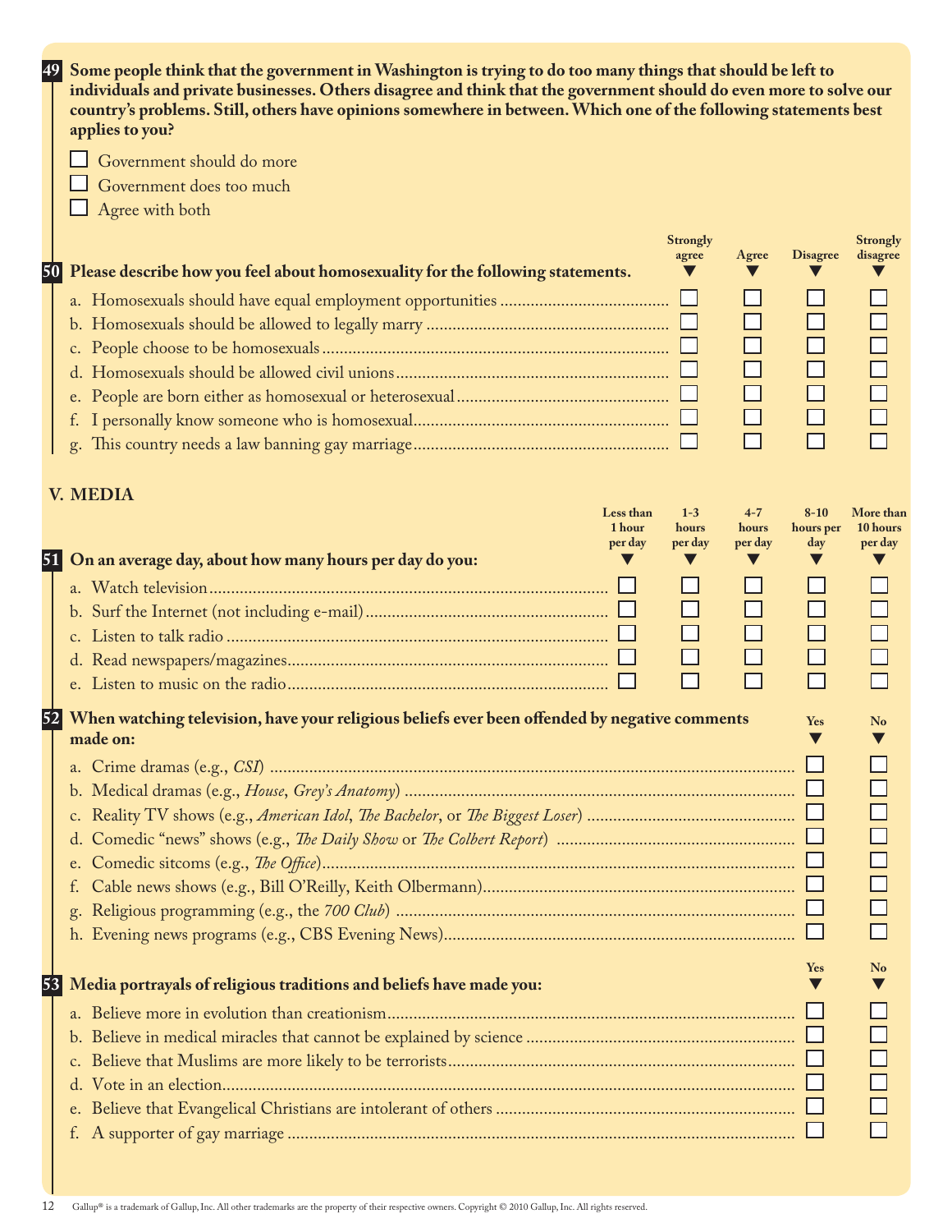**49** **Some people think that the government in Washington is trying to do too many things that should be left to individuals and private businesses. Others disagree and think that the government should do even more to solve our country's problems. Still, others have opinions somewhere in between. Which one of the following statements best applies to you?**

- ☐ Government should do more
- ☐ Government does too much
- ☐ Agree with both

| **50** **Please describe how you feel about homosexuality for the following statements.** | Strongly agree | Agree | Disagree | Strongly disagree |
|---|---|---|---|---|
| a. Homosexuals should have equal employment opportunities | ☐ | ☐ | ☐ | ☐ |
| b. Homosexuals should be allowed to legally marry | ☐ | ☐ | ☐ | ☐ |
| c. People choose to be homosexuals | ☐ | ☐ | ☐ | ☐ |
| d. Homosexuals should be allowed civil unions | ☐ | ☐ | ☐ | ☐ |
| e. People are born either as homosexual or heterosexual | ☐ | ☐ | ☐ | ☐ |
| f. I personally know someone who is homosexual | ☐ | ☐ | ☐ | ☐ |
| g. This country needs a law banning gay marriage | ☐ | ☐ | ☐ | ☐ |

## V. MEDIA

| **51** **On an average day, about how many hours per day do you:** | Less than 1 hour per day | 1-3 hours per day | 4-7 hours per day | 8-10 hours per day | More than 10 hours per day |
|---|---|---|---|---|---|
| a. Watch television | ☐ | ☐ | ☐ | ☐ | ☐ |
| b. Surf the Internet (not including e-mail) | ☐ | ☐ | ☐ | ☐ | ☐ |
| c. Listen to talk radio | ☐ | ☐ | ☐ | ☐ | ☐ |
| d. Read newspapers/magazines | ☐ | ☐ | ☐ | ☐ | ☐ |
| e. Listen to music on the radio | ☐ | ☐ | ☐ | ☐ | ☐ |

| **52** **When watching television, have your religious beliefs ever been offended by negative comments made on:** | Yes | No |
|---|---|---|
| a. Crime dramas (e.g., *CSI*) | ☐ | ☐ |
| b. Medical dramas (e.g., *House*, *Grey's Anatomy*) | ☐ | ☐ |
| c. Reality TV shows (e.g., *American Idol*, *The Bachelor*, or *The Biggest Loser*) | ☐ | ☐ |
| d. Comedic "news" shows (e.g., *The Daily Show* or *The Colbert Report*) | ☐ | ☐ |
| e. Comedic sitcoms (e.g., *The Office*) | ☐ | ☐ |
| f. Cable news shows (e.g., Bill O'Reilly, Keith Olbermann) | ☐ | ☐ |
| g. Religious programming (e.g., the *700 Club*) | ☐ | ☐ |
| h. Evening news programs (e.g., CBS Evening News) | ☐ | ☐ |

| **53** **Media portrayals of religious traditions and beliefs have made you:** | Yes | No |
|---|---|---|
| a. Believe more in evolution than creationism | ☐ | ☐ |
| b. Believe in medical miracles that cannot be explained by science | ☐ | ☐ |
| c. Believe that Muslims are more likely to be terrorists | ☐ | ☐ |
| d. Vote in an election | ☐ | ☐ |
| e. Believe that Evangelical Christians are intolerant of others | ☐ | ☐ |
| f. A supporter of gay marriage | ☐ | ☐ |

Gallup® is a trademark of Gallup, Inc. All other trademarks are the property of their respective owners. Copyright © 2010 Gallup, Inc. All rights reserved.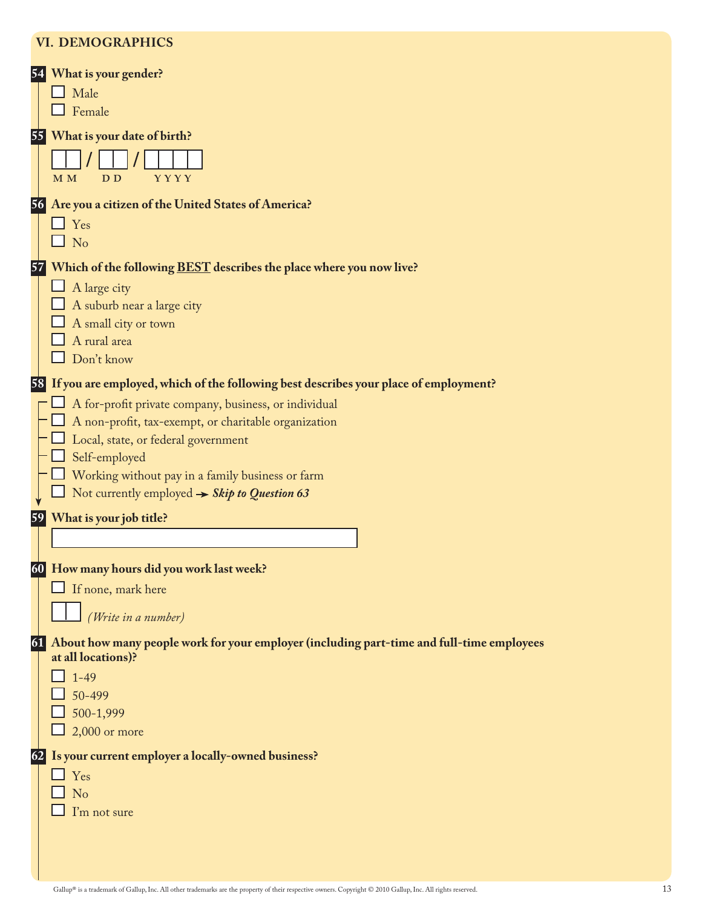## VI. DEMOGRAPHICS

**54 What is your gender?**

- ☐ Male
- ☐ Female

**55 What is your date of birth?**

☐☐ / ☐☐ / ☐☐☐☐
MM DD YYYY

**56 Are you a citizen of the United States of America?**

- ☐ Yes
- ☐ No

**57 Which of the following BEST describes the place where you now live?**

- ☐ A large city
- ☐ A suburb near a large city
- ☐ A small city or town
- ☐ A rural area
- ☐ Don't know

**58 If you are employed, which of the following best describes your place of employment?**

- ☐ A for-profit private company, business, or individual
- ☐ A non-profit, tax-exempt, or charitable organization
- ☐ Local, state, or federal government
- ☐ Self-employed
- ☐ Working without pay in a family business or farm
- ☐ Not currently employed → ***Skip to Question 63***

**59 What is your job title?**

☐ ________________________

**60 How many hours did you work last week?**

- ☐ If none, mark here

☐☐ *(Write in a number)*

**61 About how many people work for your employer (including part-time and full-time employees at all locations)?**

- ☐ 1-49
- ☐ 50-499
- ☐ 500-1,999
- ☐ 2,000 or more

**62 Is your current employer a locally-owned business?**

- ☐ Yes
- ☐ No
- ☐ I'm not sure

Gallup® is a trademark of Gallup, Inc. All other trademarks are the property of their respective owners. Copyright © 2010 Gallup, Inc. All rights reserved.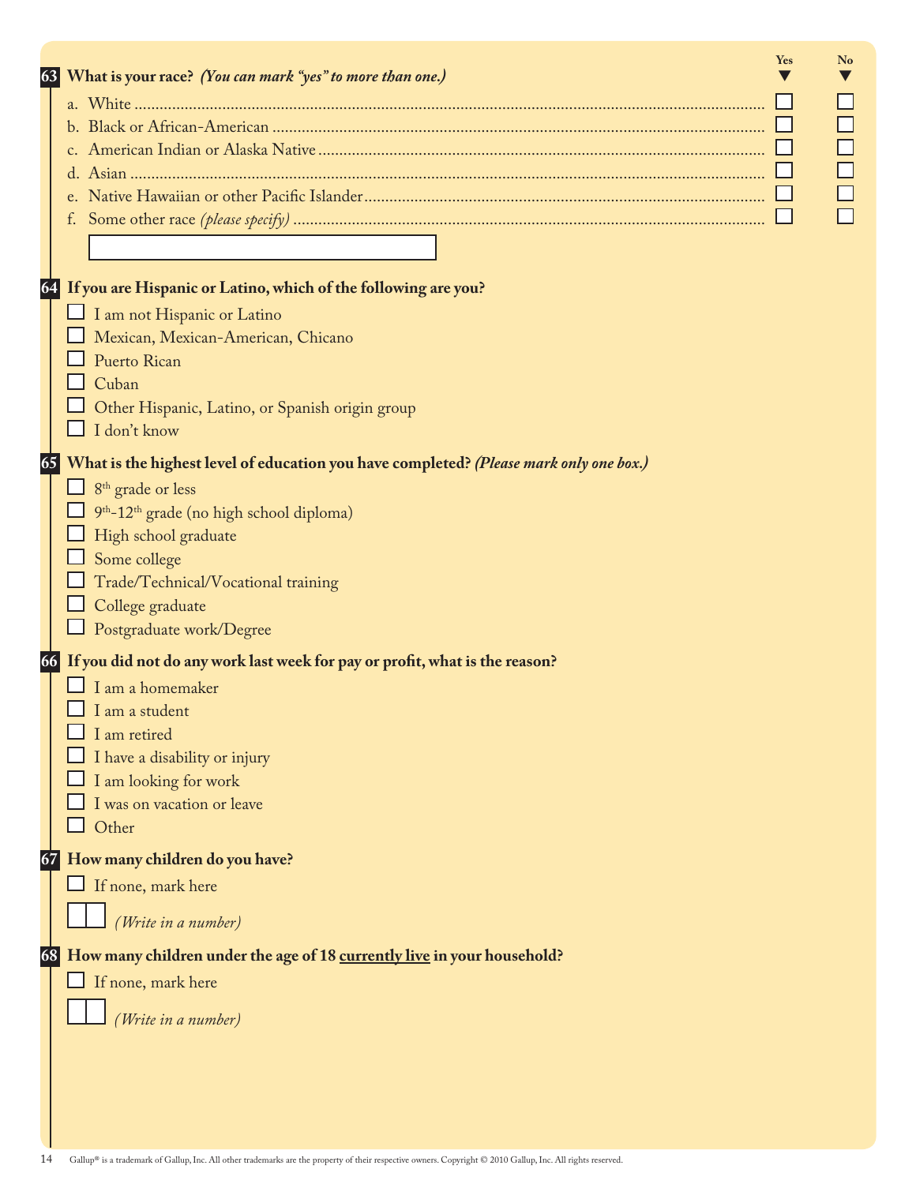**63 What is your race?** ***(You can mark "yes" to more than one.)***

| | Yes | No |
|---|---|---|
| a. White | ☐ | ☐ |
| b. Black or African-American | ☐ | ☐ |
| c. American Indian or Alaska Native | ☐ | ☐ |
| d. Asian | ☐ | ☐ |
| e. Native Hawaiian or other Pacific Islander | ☐ | ☐ |
| f. Some other race *(please specify)* | ☐ | ☐ |

[ ]

**64 If you are Hispanic or Latino, which of the following are you?**

- ☐ I am not Hispanic or Latino
- ☐ Mexican, Mexican-American, Chicano
- ☐ Puerto Rican
- ☐ Cuban
- ☐ Other Hispanic, Latino, or Spanish origin group
- ☐ I don't know

**65 What is the highest level of education you have completed?** ***(Please mark only one box.)***

- ☐ 8th grade or less
- ☐ 9th-12th grade (no high school diploma)
- ☐ High school graduate
- ☐ Some college
- ☐ Trade/Technical/Vocational training
- ☐ College graduate
- ☐ Postgraduate work/Degree

**66 If you did not do any work last week for pay or profit, what is the reason?**

- ☐ I am a homemaker
- ☐ I am a student
- ☐ I am retired
- ☐ I have a disability or injury
- ☐ I am looking for work
- ☐ I was on vacation or leave
- ☐ Other

**67 How many children do you have?**

- ☐ If none, mark here

[ ][ ] *(Write in a number)*

**68 How many children under the age of 18 currently live in your household?**

- ☐ If none, mark here

[ ][ ] *(Write in a number)*

Gallup® is a trademark of Gallup, Inc. All other trademarks are the property of their respective owners. Copyright © 2010 Gallup, Inc. All rights reserved.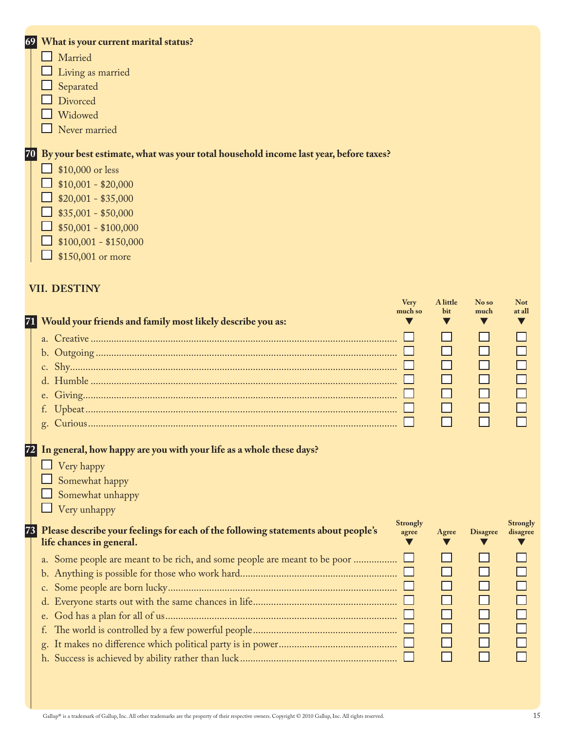**69 What is your current marital status?**

- ☐ Married
- ☐ Living as married
- ☐ Separated
- ☐ Divorced
- ☐ Widowed
- ☐ Never married

**70 By your best estimate, what was your total household income last year, before taxes?**

- ☐ $10,000 or less
- ☐ $10,001 - $20,000
- ☐ $20,001 - $35,000
- ☐ $35,001 - $50,000
- ☐ $50,001 - $100,000
- ☐ $100,001 - $150,000
- ☐ $150,001 or more

## VII. DESTINY

| **71 Would your friends and family most likely describe you as:** | Very much so | A little bit | No so much | Not at all |
|---|---|---|---|---|
| a. Creative | ☐ | ☐ | ☐ | ☐ |
| b. Outgoing | ☐ | ☐ | ☐ | ☐ |
| c. Shy | ☐ | ☐ | ☐ | ☐ |
| d. Humble | ☐ | ☐ | ☐ | ☐ |
| e. Giving | ☐ | ☐ | ☐ | ☐ |
| f. Upbeat | ☐ | ☐ | ☐ | ☐ |
| g. Curious | ☐ | ☐ | ☐ | ☐ |

**72 In general, how happy are you with your life as a whole these days?**

- ☐ Very happy
- ☐ Somewhat happy
- ☐ Somewhat unhappy
- ☐ Very unhappy

| **73 Please describe your feelings for each of the following statements about people's life chances in general.** | Strongly agree | Agree | Disagree | Strongly disagree |
|---|---|---|---|---|
| a. Some people are meant to be rich, and some people are meant to be poor | ☐ | ☐ | ☐ | ☐ |
| b. Anything is possible for those who work hard | ☐ | ☐ | ☐ | ☐ |
| c. Some people are born lucky | ☐ | ☐ | ☐ | ☐ |
| d. Everyone starts out with the same chances in life | ☐ | ☐ | ☐ | ☐ |
| e. God has a plan for all of us | ☐ | ☐ | ☐ | ☐ |
| f. The world is controlled by a few powerful people | ☐ | ☐ | ☐ | ☐ |
| g. It makes no difference which political party is in power | ☐ | ☐ | ☐ | ☐ |
| h. Success is achieved by ability rather than luck | ☐ | ☐ | ☐ | ☐ |

Gallup® is a trademark of Gallup, Inc. All other trademarks are the property of their respective owners. Copyright © 2010 Gallup, Inc. All rights reserved.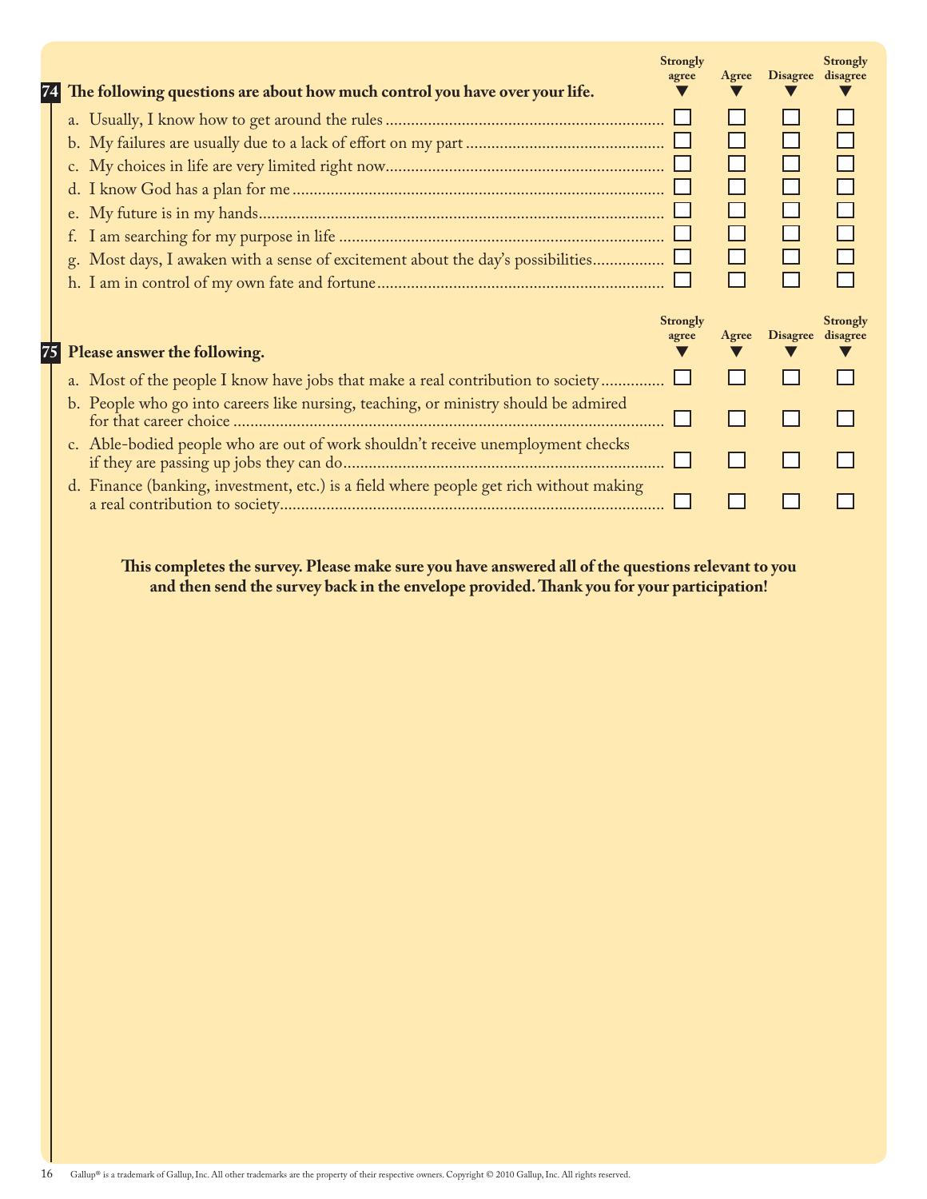**74 The following questions are about how much control you have over your life.**

| | Strongly agree | Agree | Disagree | Strongly disagree |
|---|---|---|---|---|
| a. Usually, I know how to get around the rules | ☐ | ☐ | ☐ | ☐ |
| b. My failures are usually due to a lack of effort on my part | ☐ | ☐ | ☐ | ☐ |
| c. My choices in life are very limited right now | ☐ | ☐ | ☐ | ☐ |
| d. I know God has a plan for me | ☐ | ☐ | ☐ | ☐ |
| e. My future is in my hands | ☐ | ☐ | ☐ | ☐ |
| f. I am searching for my purpose in life | ☐ | ☐ | ☐ | ☐ |
| g. Most days, I awaken with a sense of excitement about the day's possibilities | ☐ | ☐ | ☐ | ☐ |
| h. I am in control of my own fate and fortune | ☐ | ☐ | ☐ | ☐ |

**75 Please answer the following.**

| | Strongly agree | Agree | Disagree | Strongly disagree |
|---|---|---|---|---|
| a. Most of the people I know have jobs that make a real contribution to society | ☐ | ☐ | ☐ | ☐ |
| b. People who go into careers like nursing, teaching, or ministry should be admired for that career choice | ☐ | ☐ | ☐ | ☐ |
| c. Able-bodied people who are out of work shouldn't receive unemployment checks if they are passing up jobs they can do | ☐ | ☐ | ☐ | ☐ |
| d. Finance (banking, investment, etc.) is a field where people get rich without making a real contribution to society | ☐ | ☐ | ☐ | ☐ |

**This completes the survey. Please make sure you have answered all of the questions relevant to you and then send the survey back in the envelope provided. Thank you for your participation!**

Gallup® is a trademark of Gallup, Inc. All other trademarks are the property of their respective owners. Copyright © 2010 Gallup, Inc. All rights reserved.